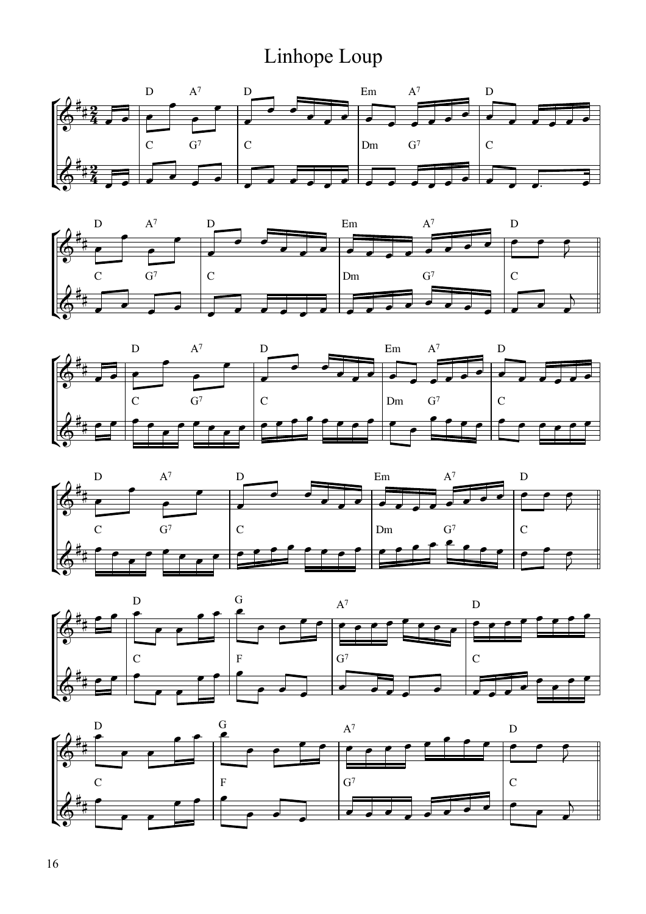# Linhope Loup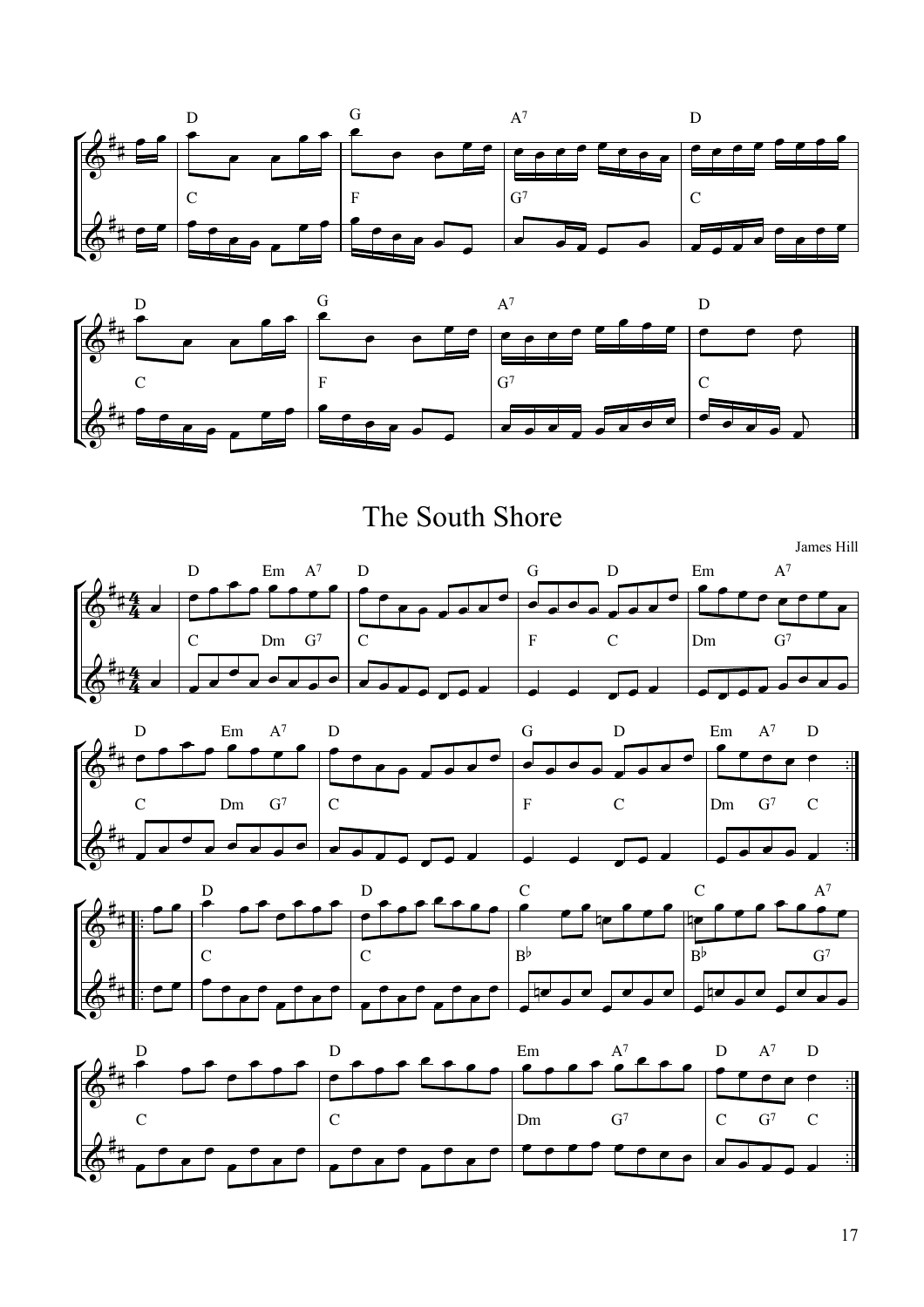# The South Shore

James Hill